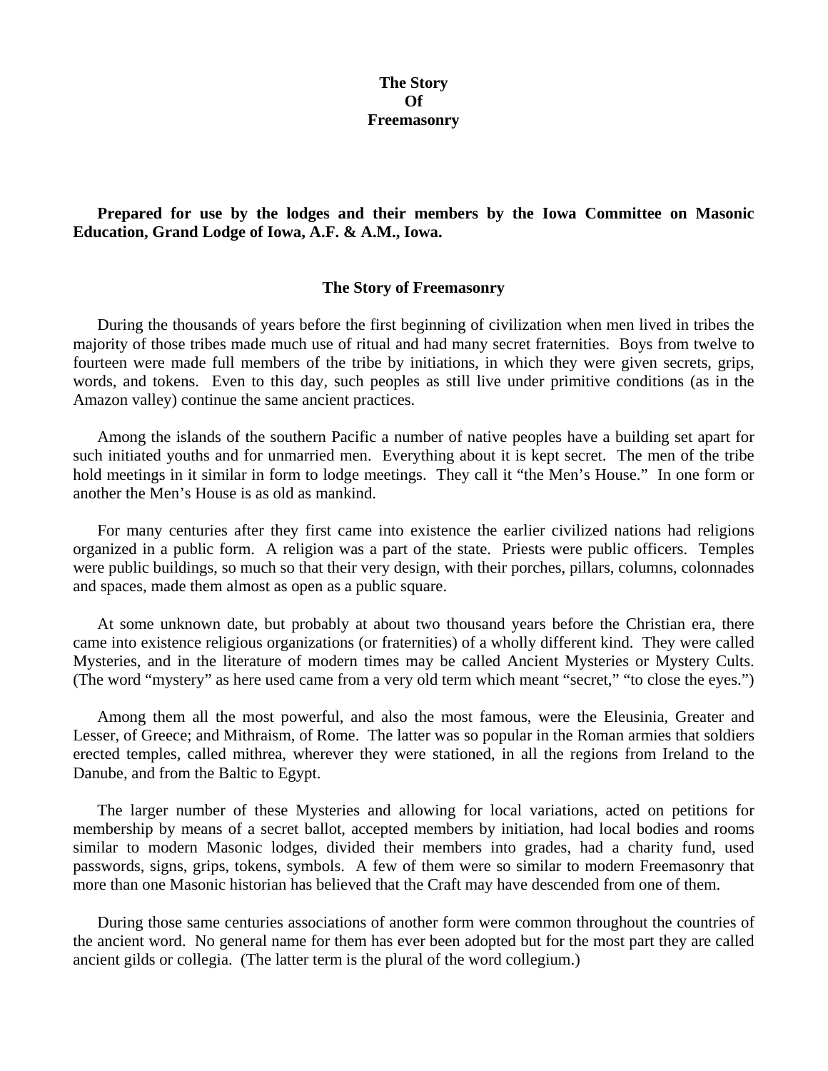# The Story Of Freemasonry

**Prepared for use by the lodges and their members by the Iowa Committee on Masonic Education, Grand Lodge of Iowa, A.F. & A.M., Iowa.**

## The Story of Freemasonry

During the thousands of years before the first beginning of civilization when men lived in tribes the majority of those tribes made much use of ritual and had many secret fraternities. Boys from twelve to fourteen were made full members of the tribe by initiations, in which they were given secrets, grips, words, and tokens. Even to this day, such peoples as still live under primitive conditions (as in the Amazon valley) continue the same ancient practices.

Among the islands of the southern Pacific a number of native peoples have a building set apart for such initiated youths and for unmarried men. Everything about it is kept secret. The men of the tribe hold meetings in it similar in form to lodge meetings. They call it "the Men's House." In one form or another the Men's House is as old as mankind.

For many centuries after they first came into existence the earlier civilized nations had religions organized in a public form. A religion was a part of the state. Priests were public officers. Temples were public buildings, so much so that their very design, with their porches, pillars, columns, colonnades and spaces, made them almost as open as a public square.

At some unknown date, but probably at about two thousand years before the Christian era, there came into existence religious organizations (or fraternities) of a wholly different kind. They were called Mysteries, and in the literature of modern times may be called Ancient Mysteries or Mystery Cults. (The word "mystery" as here used came from a very old term which meant "secret," "to close the eyes.")

Among them all the most powerful, and also the most famous, were the Eleusinia, Greater and Lesser, of Greece; and Mithraism, of Rome. The latter was so popular in the Roman armies that soldiers erected temples, called mithrea, wherever they were stationed, in all the regions from Ireland to the Danube, and from the Baltic to Egypt.

The larger number of these Mysteries and allowing for local variations, acted on petitions for membership by means of a secret ballot, accepted members by initiation, had local bodies and rooms similar to modern Masonic lodges, divided their members into grades, had a charity fund, used passwords, signs, grips, tokens, symbols. A few of them were so similar to modern Freemasonry that more than one Masonic historian has believed that the Craft may have descended from one of them.

During those same centuries associations of another form were common throughout the countries of the ancient word. No general name for them has ever been adopted but for the most part they are called ancient gilds or collegia. (The latter term is the plural of the word collegium.)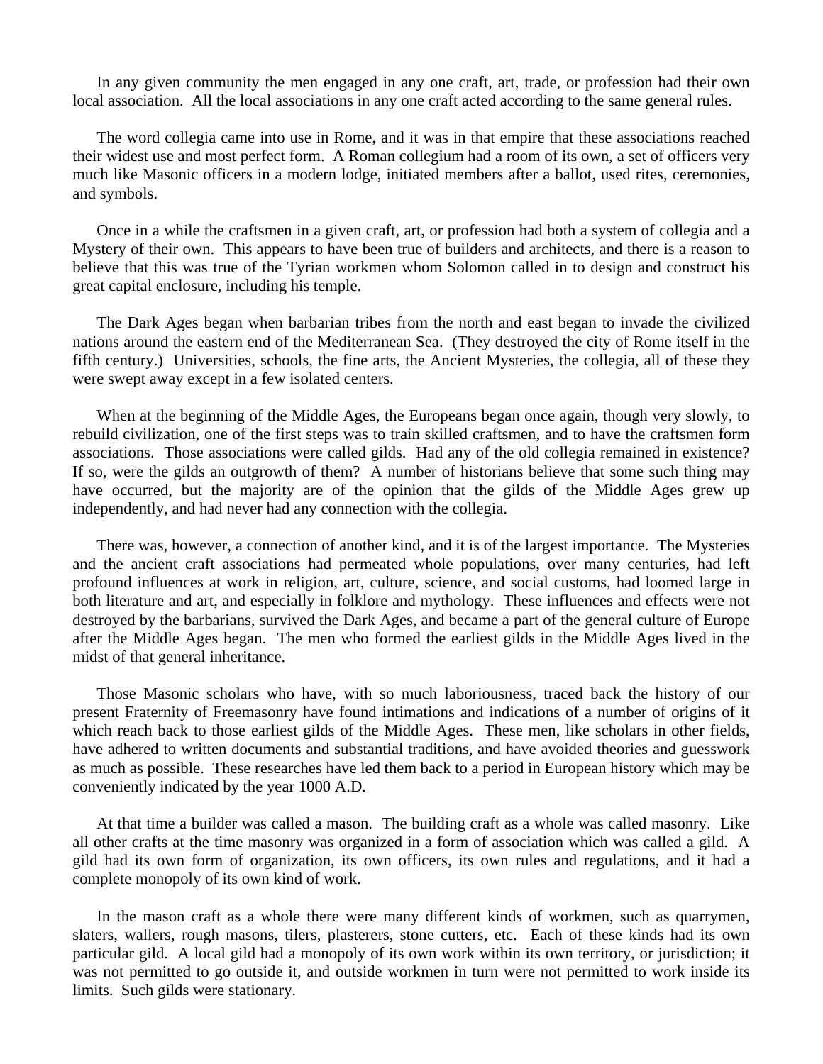In any given community the men engaged in any one craft, art, trade, or profession had their own local association. All the local associations in any one craft acted according to the same general rules.

The word collegia came into use in Rome, and it was in that empire that these associations reached their widest use and most perfect form. A Roman collegium had a room of its own, a set of officers very much like Masonic officers in a modern lodge, initiated members after a ballot, used rites, ceremonies, and symbols.

Once in a while the craftsmen in a given craft, art, or profession had both a system of collegia and a Mystery of their own. This appears to have been true of builders and architects, and there is a reason to believe that this was true of the Tyrian workmen whom Solomon called in to design and construct his great capital enclosure, including his temple.

The Dark Ages began when barbarian tribes from the north and east began to invade the civilized nations around the eastern end of the Mediterranean Sea. (They destroyed the city of Rome itself in the fifth century.) Universities, schools, the fine arts, the Ancient Mysteries, the collegia, all of these they were swept away except in a few isolated centers.

When at the beginning of the Middle Ages, the Europeans began once again, though very slowly, to rebuild civilization, one of the first steps was to train skilled craftsmen, and to have the craftsmen form associations. Those associations were called gilds. Had any of the old collegia remained in existence? If so, were the gilds an outgrowth of them? A number of historians believe that some such thing may have occurred, but the majority are of the opinion that the gilds of the Middle Ages grew up independently, and had never had any connection with the collegia.

There was, however, a connection of another kind, and it is of the largest importance. The Mysteries and the ancient craft associations had permeated whole populations, over many centuries, had left profound influences at work in religion, art, culture, science, and social customs, had loomed large in both literature and art, and especially in folklore and mythology. These influences and effects were not destroyed by the barbarians, survived the Dark Ages, and became a part of the general culture of Europe after the Middle Ages began. The men who formed the earliest gilds in the Middle Ages lived in the midst of that general inheritance.

Those Masonic scholars who have, with so much laboriousness, traced back the history of our present Fraternity of Freemasonry have found intimations and indications of a number of origins of it which reach back to those earliest gilds of the Middle Ages. These men, like scholars in other fields, have adhered to written documents and substantial traditions, and have avoided theories and guesswork as much as possible. These researches have led them back to a period in European history which may be conveniently indicated by the year 1000 A.D.

At that time a builder was called a mason. The building craft as a whole was called masonry. Like all other crafts at the time masonry was organized in a form of association which was called a gild. A gild had its own form of organization, its own officers, its own rules and regulations, and it had a complete monopoly of its own kind of work.

In the mason craft as a whole there were many different kinds of workmen, such as quarrymen, slaters, wallers, rough masons, tilers, plasterers, stone cutters, etc. Each of these kinds had its own particular gild. A local gild had a monopoly of its own work within its own territory, or jurisdiction; it was not permitted to go outside it, and outside workmen in turn were not permitted to work inside its limits. Such gilds were stationary.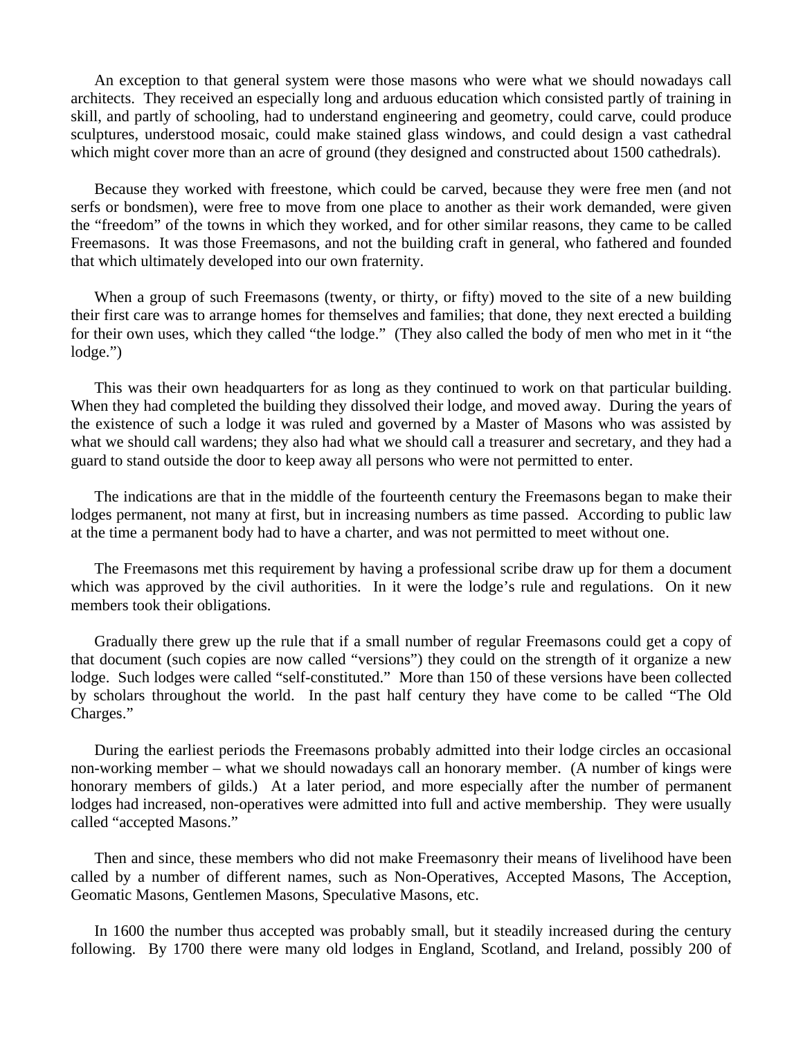An exception to that general system were those masons who were what we should nowadays call architects. They received an especially long and arduous education which consisted partly of training in skill, and partly of schooling, had to understand engineering and geometry, could carve, could produce sculptures, understood mosaic, could make stained glass windows, and could design a vast cathedral which might cover more than an acre of ground (they designed and constructed about 1500 cathedrals).

Because they worked with freestone, which could be carved, because they were free men (and not serfs or bondsmen), were free to move from one place to another as their work demanded, were given the "freedom" of the towns in which they worked, and for other similar reasons, they came to be called Freemasons. It was those Freemasons, and not the building craft in general, who fathered and founded that which ultimately developed into our own fraternity.

When a group of such Freemasons (twenty, or thirty, or fifty) moved to the site of a new building their first care was to arrange homes for themselves and families; that done, they next erected a building for their own uses, which they called "the lodge." (They also called the body of men who met in it "the lodge.")

This was their own headquarters for as long as they continued to work on that particular building. When they had completed the building they dissolved their lodge, and moved away. During the years of the existence of such a lodge it was ruled and governed by a Master of Masons who was assisted by what we should call wardens; they also had what we should call a treasurer and secretary, and they had a guard to stand outside the door to keep away all persons who were not permitted to enter.

The indications are that in the middle of the fourteenth century the Freemasons began to make their lodges permanent, not many at first, but in increasing numbers as time passed. According to public law at the time a permanent body had to have a charter, and was not permitted to meet without one.

The Freemasons met this requirement by having a professional scribe draw up for them a document which was approved by the civil authorities. In it were the lodge's rule and regulations. On it new members took their obligations.

Gradually there grew up the rule that if a small number of regular Freemasons could get a copy of that document (such copies are now called "versions") they could on the strength of it organize a new lodge. Such lodges were called "self-constituted." More than 150 of these versions have been collected by scholars throughout the world. In the past half century they have come to be called "The Old Charges."

During the earliest periods the Freemasons probably admitted into their lodge circles an occasional non-working member – what we should nowadays call an honorary member. (A number of kings were honorary members of gilds.) At a later period, and more especially after the number of permanent lodges had increased, non-operatives were admitted into full and active membership. They were usually called "accepted Masons."

Then and since, these members who did not make Freemasonry their means of livelihood have been called by a number of different names, such as Non-Operatives, Accepted Masons, The Acception, Geomatic Masons, Gentlemen Masons, Speculative Masons, etc.

In 1600 the number thus accepted was probably small, but it steadily increased during the century following. By 1700 there were many old lodges in England, Scotland, and Ireland, possibly 200 of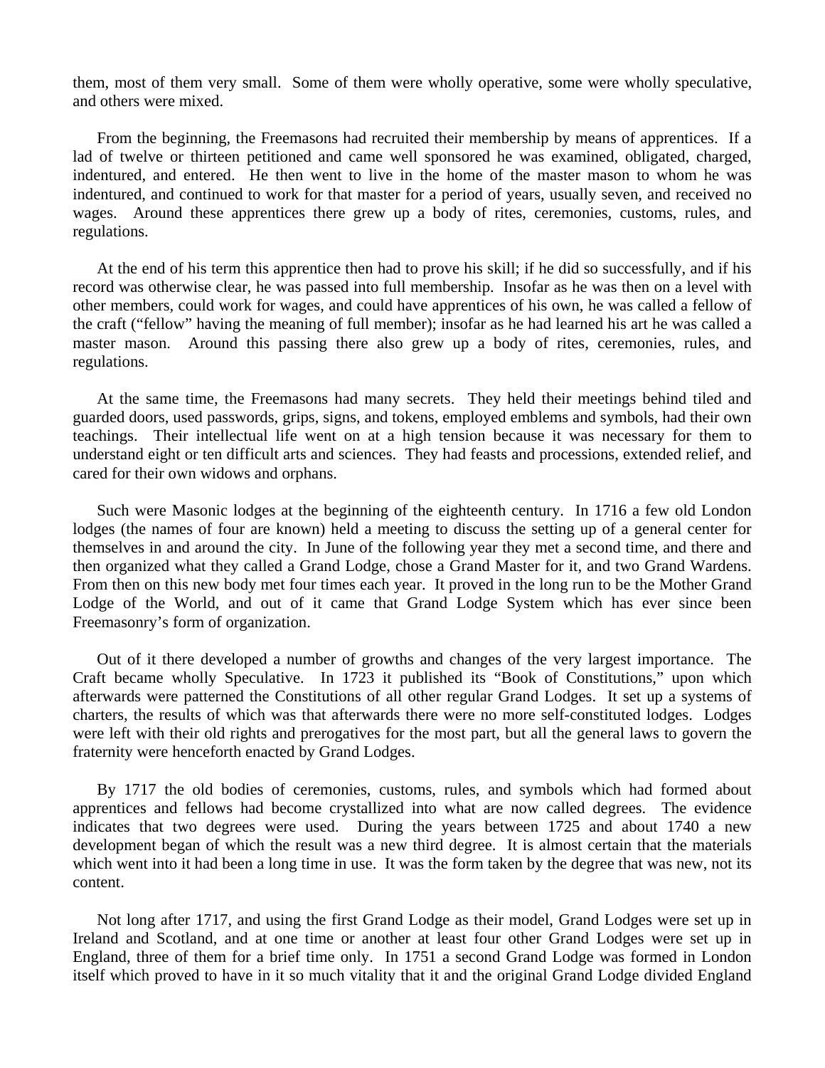them, most of them very small. Some of them were wholly operative, some were wholly speculative, and others were mixed.

From the beginning, the Freemasons had recruited their membership by means of apprentices. If a lad of twelve or thirteen petitioned and came well sponsored he was examined, obligated, charged, indentured, and entered. He then went to live in the home of the master mason to whom he was indentured, and continued to work for that master for a period of years, usually seven, and received no wages. Around these apprentices there grew up a body of rites, ceremonies, customs, rules, and regulations.

At the end of his term this apprentice then had to prove his skill; if he did so successfully, and if his record was otherwise clear, he was passed into full membership. Insofar as he was then on a level with other members, could work for wages, and could have apprentices of his own, he was called a fellow of the craft ("fellow" having the meaning of full member); insofar as he had learned his art he was called a master mason. Around this passing there also grew up a body of rites, ceremonies, rules, and regulations.

At the same time, the Freemasons had many secrets. They held their meetings behind tiled and guarded doors, used passwords, grips, signs, and tokens, employed emblems and symbols, had their own teachings. Their intellectual life went on at a high tension because it was necessary for them to understand eight or ten difficult arts and sciences. They had feasts and processions, extended relief, and cared for their own widows and orphans.

Such were Masonic lodges at the beginning of the eighteenth century. In 1716 a few old London lodges (the names of four are known) held a meeting to discuss the setting up of a general center for themselves in and around the city. In June of the following year they met a second time, and there and then organized what they called a Grand Lodge, chose a Grand Master for it, and two Grand Wardens. From then on this new body met four times each year. It proved in the long run to be the Mother Grand Lodge of the World, and out of it came that Grand Lodge System which has ever since been Freemasonry's form of organization.

Out of it there developed a number of growths and changes of the very largest importance. The Craft became wholly Speculative. In 1723 it published its "Book of Constitutions," upon which afterwards were patterned the Constitutions of all other regular Grand Lodges. It set up a systems of charters, the results of which was that afterwards there were no more self-constituted lodges. Lodges were left with their old rights and prerogatives for the most part, but all the general laws to govern the fraternity were henceforth enacted by Grand Lodges.

By 1717 the old bodies of ceremonies, customs, rules, and symbols which had formed about apprentices and fellows had become crystallized into what are now called degrees. The evidence indicates that two degrees were used. During the years between 1725 and about 1740 a new development began of which the result was a new third degree. It is almost certain that the materials which went into it had been a long time in use. It was the form taken by the degree that was new, not its content.

Not long after 1717, and using the first Grand Lodge as their model, Grand Lodges were set up in Ireland and Scotland, and at one time or another at least four other Grand Lodges were set up in England, three of them for a brief time only. In 1751 a second Grand Lodge was formed in London itself which proved to have in it so much vitality that it and the original Grand Lodge divided England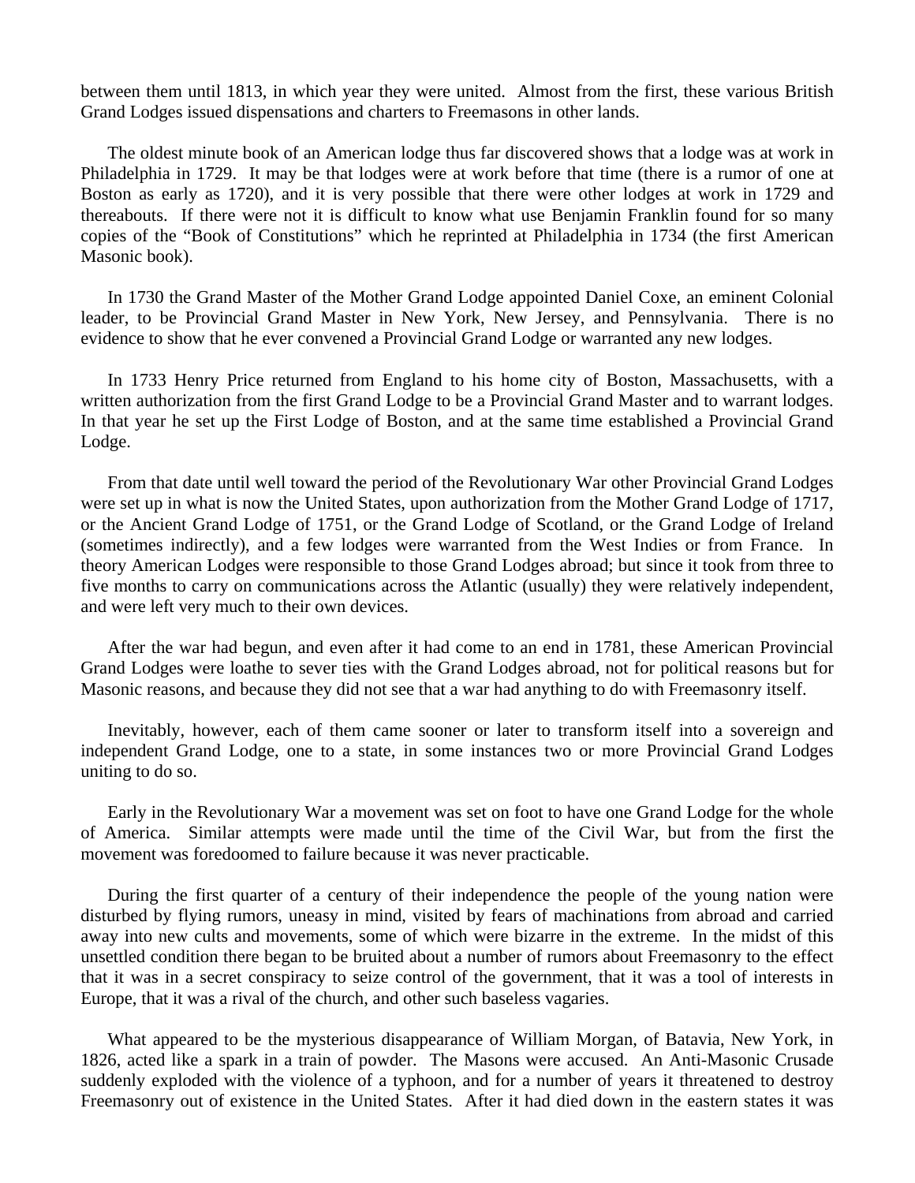between them until 1813, in which year they were united. Almost from the first, these various British Grand Lodges issued dispensations and charters to Freemasons in other lands.

The oldest minute book of an American lodge thus far discovered shows that a lodge was at work in Philadelphia in 1729. It may be that lodges were at work before that time (there is a rumor of one at Boston as early as 1720), and it is very possible that there were other lodges at work in 1729 and thereabouts. If there were not it is difficult to know what use Benjamin Franklin found for so many copies of the "Book of Constitutions" which he reprinted at Philadelphia in 1734 (the first American Masonic book).

In 1730 the Grand Master of the Mother Grand Lodge appointed Daniel Coxe, an eminent Colonial leader, to be Provincial Grand Master in New York, New Jersey, and Pennsylvania. There is no evidence to show that he ever convened a Provincial Grand Lodge or warranted any new lodges.

In 1733 Henry Price returned from England to his home city of Boston, Massachusetts, with a written authorization from the first Grand Lodge to be a Provincial Grand Master and to warrant lodges. In that year he set up the First Lodge of Boston, and at the same time established a Provincial Grand Lodge.

From that date until well toward the period of the Revolutionary War other Provincial Grand Lodges were set up in what is now the United States, upon authorization from the Mother Grand Lodge of 1717, or the Ancient Grand Lodge of 1751, or the Grand Lodge of Scotland, or the Grand Lodge of Ireland (sometimes indirectly), and a few lodges were warranted from the West Indies or from France. In theory American Lodges were responsible to those Grand Lodges abroad; but since it took from three to five months to carry on communications across the Atlantic (usually) they were relatively independent, and were left very much to their own devices.

After the war had begun, and even after it had come to an end in 1781, these American Provincial Grand Lodges were loathe to sever ties with the Grand Lodges abroad, not for political reasons but for Masonic reasons, and because they did not see that a war had anything to do with Freemasonry itself.

Inevitably, however, each of them came sooner or later to transform itself into a sovereign and independent Grand Lodge, one to a state, in some instances two or more Provincial Grand Lodges uniting to do so.

Early in the Revolutionary War a movement was set on foot to have one Grand Lodge for the whole of America. Similar attempts were made until the time of the Civil War, but from the first the movement was foredoomed to failure because it was never practicable.

During the first quarter of a century of their independence the people of the young nation were disturbed by flying rumors, uneasy in mind, visited by fears of machinations from abroad and carried away into new cults and movements, some of which were bizarre in the extreme. In the midst of this unsettled condition there began to be bruited about a number of rumors about Freemasonry to the effect that it was in a secret conspiracy to seize control of the government, that it was a tool of interests in Europe, that it was a rival of the church, and other such baseless vagaries.

What appeared to be the mysterious disappearance of William Morgan, of Batavia, New York, in 1826, acted like a spark in a train of powder. The Masons were accused. An Anti-Masonic Crusade suddenly exploded with the violence of a typhoon, and for a number of years it threatened to destroy Freemasonry out of existence in the United States. After it had died down in the eastern states it was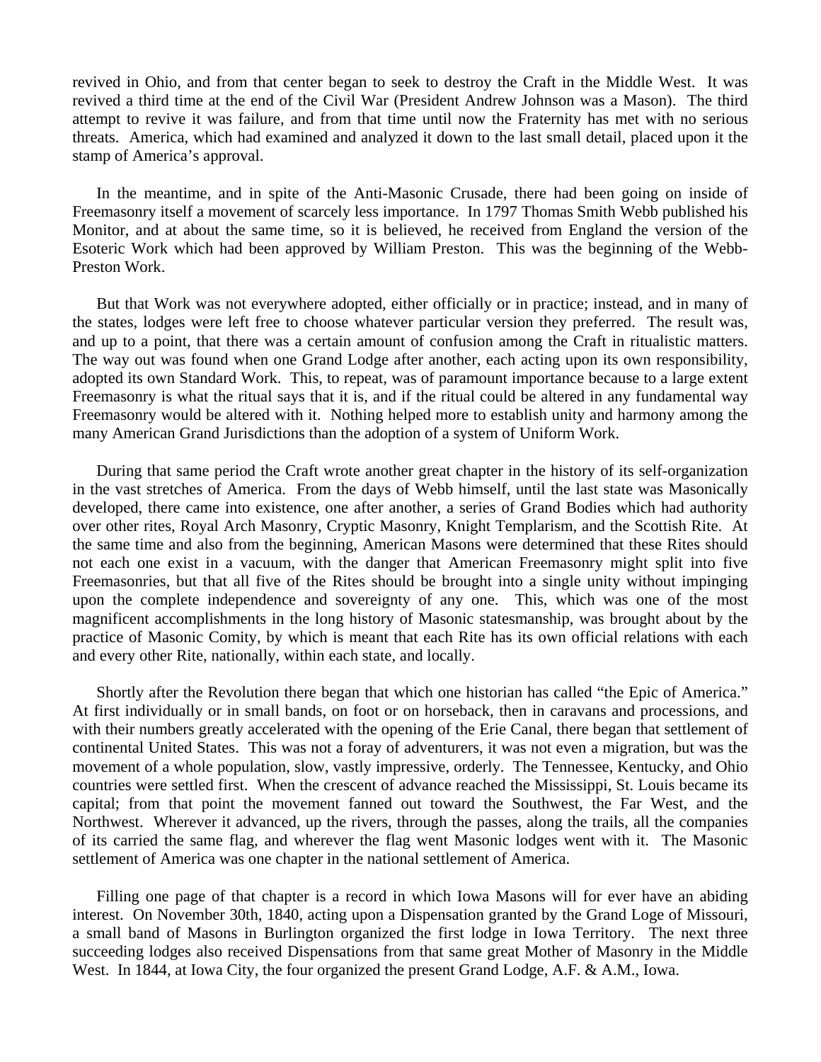revived in Ohio, and from that center began to seek to destroy the Craft in the Middle West. It was revived a third time at the end of the Civil War (President Andrew Johnson was a Mason). The third attempt to revive it was failure, and from that time until now the Fraternity has met with no serious threats. America, which had examined and analyzed it down to the last small detail, placed upon it the stamp of America's approval.

In the meantime, and in spite of the Anti-Masonic Crusade, there had been going on inside of Freemasonry itself a movement of scarcely less importance. In 1797 Thomas Smith Webb published his Monitor, and at about the same time, so it is believed, he received from England the version of the Esoteric Work which had been approved by William Preston. This was the beginning of the Webb-Preston Work.

But that Work was not everywhere adopted, either officially or in practice; instead, and in many of the states, lodges were left free to choose whatever particular version they preferred. The result was, and up to a point, that there was a certain amount of confusion among the Craft in ritualistic matters. The way out was found when one Grand Lodge after another, each acting upon its own responsibility, adopted its own Standard Work. This, to repeat, was of paramount importance because to a large extent Freemasonry is what the ritual says that it is, and if the ritual could be altered in any fundamental way Freemasonry would be altered with it. Nothing helped more to establish unity and harmony among the many American Grand Jurisdictions than the adoption of a system of Uniform Work.

During that same period the Craft wrote another great chapter in the history of its self-organization in the vast stretches of America. From the days of Webb himself, until the last state was Masonically developed, there came into existence, one after another, a series of Grand Bodies which had authority over other rites, Royal Arch Masonry, Cryptic Masonry, Knight Templarism, and the Scottish Rite. At the same time and also from the beginning, American Masons were determined that these Rites should not each one exist in a vacuum, with the danger that American Freemasonry might split into five Freemasonries, but that all five of the Rites should be brought into a single unity without impinging upon the complete independence and sovereignty of any one. This, which was one of the most magnificent accomplishments in the long history of Masonic statesmanship, was brought about by the practice of Masonic Comity, by which is meant that each Rite has its own official relations with each and every other Rite, nationally, within each state, and locally.

Shortly after the Revolution there began that which one historian has called "the Epic of America." At first individually or in small bands, on foot or on horseback, then in caravans and processions, and with their numbers greatly accelerated with the opening of the Erie Canal, there began that settlement of continental United States. This was not a foray of adventurers, it was not even a migration, but was the movement of a whole population, slow, vastly impressive, orderly. The Tennessee, Kentucky, and Ohio countries were settled first. When the crescent of advance reached the Mississippi, St. Louis became its capital; from that point the movement fanned out toward the Southwest, the Far West, and the Northwest. Wherever it advanced, up the rivers, through the passes, along the trails, all the companies of its carried the same flag, and wherever the flag went Masonic lodges went with it. The Masonic settlement of America was one chapter in the national settlement of America.

Filling one page of that chapter is a record in which Iowa Masons will for ever have an abiding interest. On November 30th, 1840, acting upon a Dispensation granted by the Grand Loge of Missouri, a small band of Masons in Burlington organized the first lodge in Iowa Territory. The next three succeeding lodges also received Dispensations from that same great Mother of Masonry in the Middle West. In 1844, at Iowa City, the four organized the present Grand Lodge, A.F. & A.M., Iowa.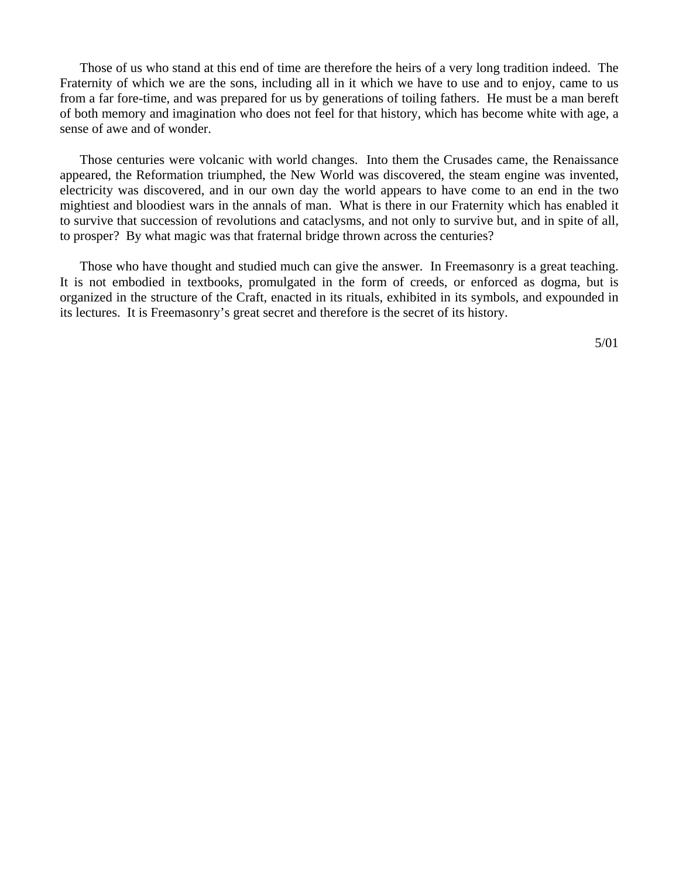Those of us who stand at this end of time are therefore the heirs of a very long tradition indeed. The Fraternity of which we are the sons, including all in it which we have to use and to enjoy, came to us from a far fore-time, and was prepared for us by generations of toiling fathers. He must be a man bereft of both memory and imagination who does not feel for that history, which has become white with age, a sense of awe and of wonder.

Those centuries were volcanic with world changes. Into them the Crusades came, the Renaissance appeared, the Reformation triumphed, the New World was discovered, the steam engine was invented, electricity was discovered, and in our own day the world appears to have come to an end in the two mightiest and bloodiest wars in the annals of man. What is there in our Fraternity which has enabled it to survive that succession of revolutions and cataclysms, and not only to survive but, and in spite of all, to prosper? By what magic was that fraternal bridge thrown across the centuries?

Those who have thought and studied much can give the answer. In Freemasonry is a great teaching. It is not embodied in textbooks, promulgated in the form of creeds, or enforced as dogma, but is organized in the structure of the Craft, enacted in its rituals, exhibited in its symbols, and expounded in its lectures. It is Freemasonry's great secret and therefore is the secret of its history.

5/01